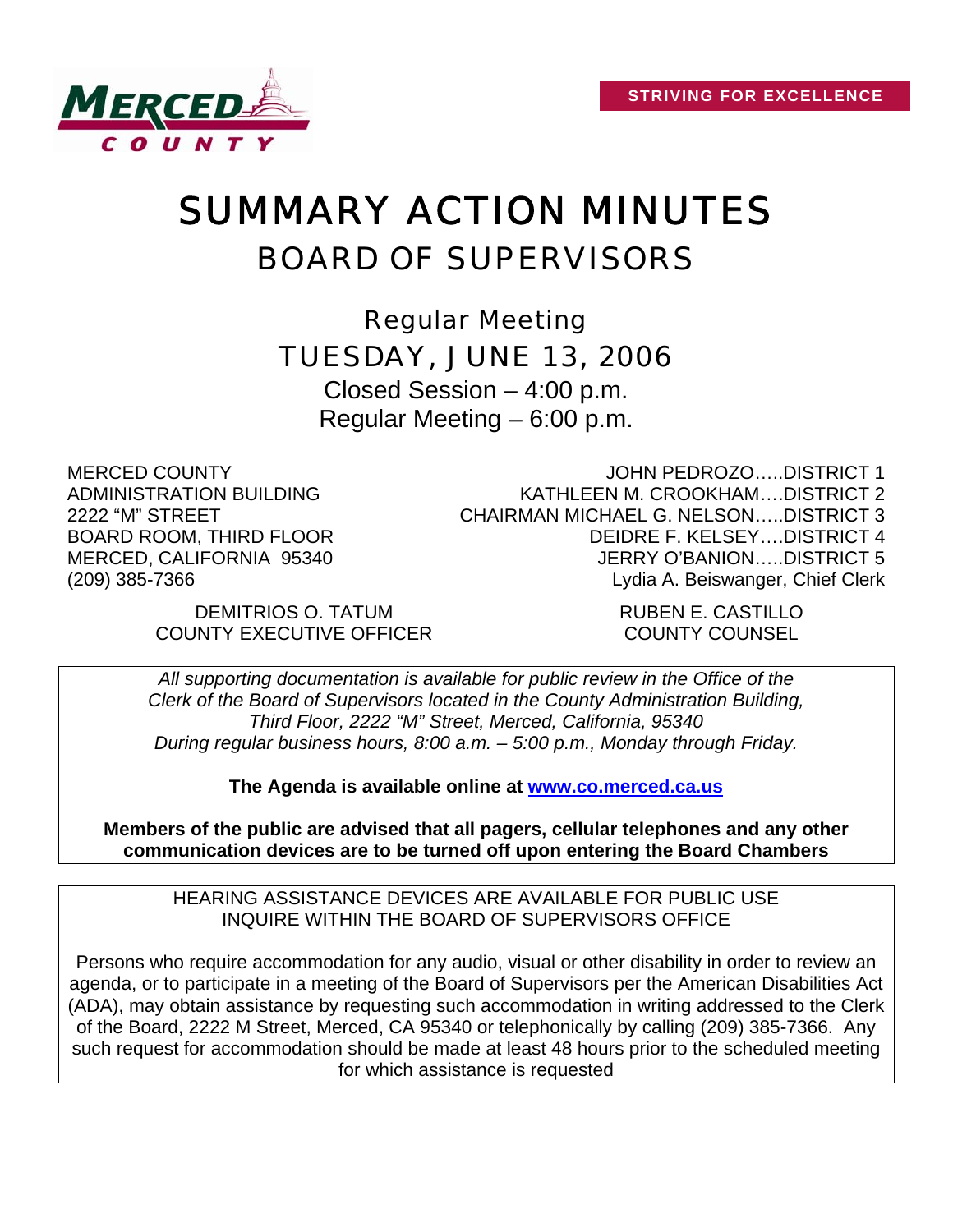STRIVING FOR EXCELLENCE

# SUMMARY ACTION MINUTES

## BOARD OF SUPERVISORS

### Regular Meeting

### TUESDAY, JUNE 13, 2006

Closed Session – 4:00 p.m.

Regular Meeting – 6:00 p.m.

MERCED COUNTY
ADMINISTRATION BUILDING
2222 "M" STREET
BOARD ROOM, THIRD FLOOR
MERCED, CALIFORNIA 95340
(209) 385-7366

JOHN PEDROZO…..DISTRICT 1
KATHLEEN M. CROOKHAM….DISTRICT 2
CHAIRMAN MICHAEL G. NELSON…..DISTRICT 3
DEIDRE F. KELSEY….DISTRICT 4
JERRY O'BANION…..DISTRICT 5
Lydia A. Beiswanger, Chief Clerk

DEMITRIOS O. TATUM
COUNTY EXECUTIVE OFFICER

RUBEN E. CASTILLO
COUNTY COUNSEL

*All supporting documentation is available for public review in the Office of the Clerk of the Board of Supervisors located in the County Administration Building, Third Floor, 2222 "M" Street, Merced, California, 95340 During regular business hours, 8:00 a.m. – 5:00 p.m., Monday through Friday.*

**The Agenda is available online at www.co.merced.ca.us**

**Members of the public are advised that all pagers, cellular telephones and any other communication devices are to be turned off upon entering the Board Chambers**

HEARING ASSISTANCE DEVICES ARE AVAILABLE FOR PUBLIC USE
INQUIRE WITHIN THE BOARD OF SUPERVISORS OFFICE

Persons who require accommodation for any audio, visual or other disability in order to review an agenda, or to participate in a meeting of the Board of Supervisors per the American Disabilities Act (ADA), may obtain assistance by requesting such accommodation in writing addressed to the Clerk of the Board, 2222 M Street, Merced, CA 95340 or telephonically by calling (209) 385-7366. Any such request for accommodation should be made at least 48 hours prior to the scheduled meeting for which assistance is requested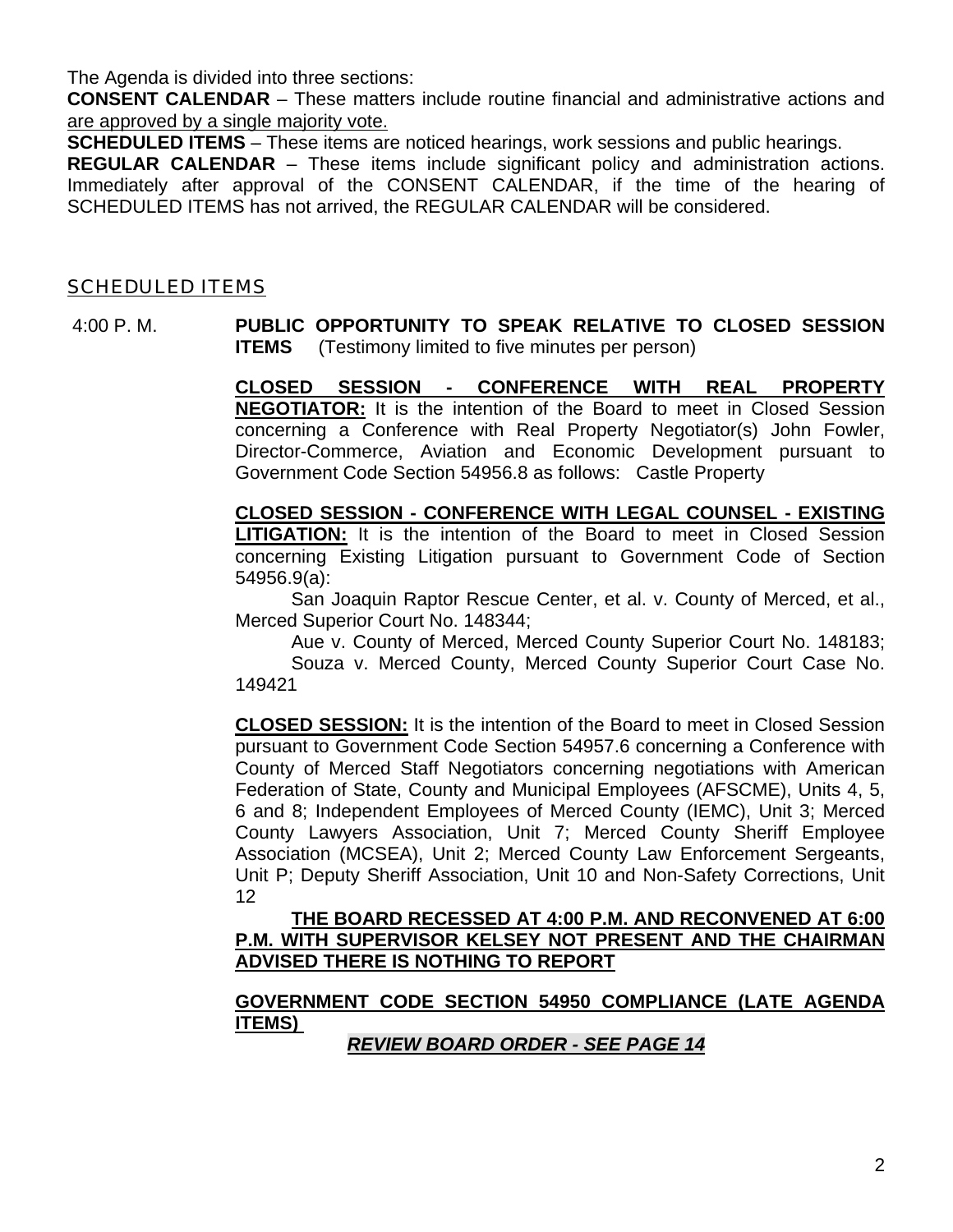The Agenda is divided into three sections:

**CONSENT CALENDAR** – These matters include routine financial and administrative actions and are approved by a single majority vote.

**SCHEDULED ITEMS** – These items are noticed hearings, work sessions and public hearings.

**REGULAR CALENDAR** – These items include significant policy and administration actions. Immediately after approval of the CONSENT CALENDAR, if the time of the hearing of SCHEDULED ITEMS has not arrived, the REGULAR CALENDAR will be considered.

## SCHEDULED ITEMS

4:00 P. M. **PUBLIC OPPORTUNITY TO SPEAK RELATIVE TO CLOSED SESSION ITEMS** (Testimony limited to five minutes per person)

**CLOSED SESSION - CONFERENCE WITH REAL PROPERTY NEGOTIATOR:** It is the intention of the Board to meet in Closed Session concerning a Conference with Real Property Negotiator(s) John Fowler, Director-Commerce, Aviation and Economic Development pursuant to Government Code Section 54956.8 as follows: Castle Property

**CLOSED SESSION - CONFERENCE WITH LEGAL COUNSEL - EXISTING LITIGATION:** It is the intention of the Board to meet in Closed Session concerning Existing Litigation pursuant to Government Code of Section 54956.9(a):

San Joaquin Raptor Rescue Center, et al. v. County of Merced, et al., Merced Superior Court No. 148344;

Aue v. County of Merced, Merced County Superior Court No. 148183;

Souza v. Merced County, Merced County Superior Court Case No. 149421

**CLOSED SESSION:** It is the intention of the Board to meet in Closed Session pursuant to Government Code Section 54957.6 concerning a Conference with County of Merced Staff Negotiators concerning negotiations with American Federation of State, County and Municipal Employees (AFSCME), Units 4, 5, 6 and 8; Independent Employees of Merced County (IEMC), Unit 3; Merced County Lawyers Association, Unit 7; Merced County Sheriff Employee Association (MCSEA), Unit 2; Merced County Law Enforcement Sergeants, Unit P; Deputy Sheriff Association, Unit 10 and Non-Safety Corrections, Unit 12

**THE BOARD RECESSED AT 4:00 P.M. AND RECONVENED AT 6:00 P.M. WITH SUPERVISOR KELSEY NOT PRESENT AND THE CHAIRMAN ADVISED THERE IS NOTHING TO REPORT**

**GOVERNMENT CODE SECTION 54950 COMPLIANCE (LATE AGENDA ITEMS)**

***REVIEW BOARD ORDER - SEE PAGE 14***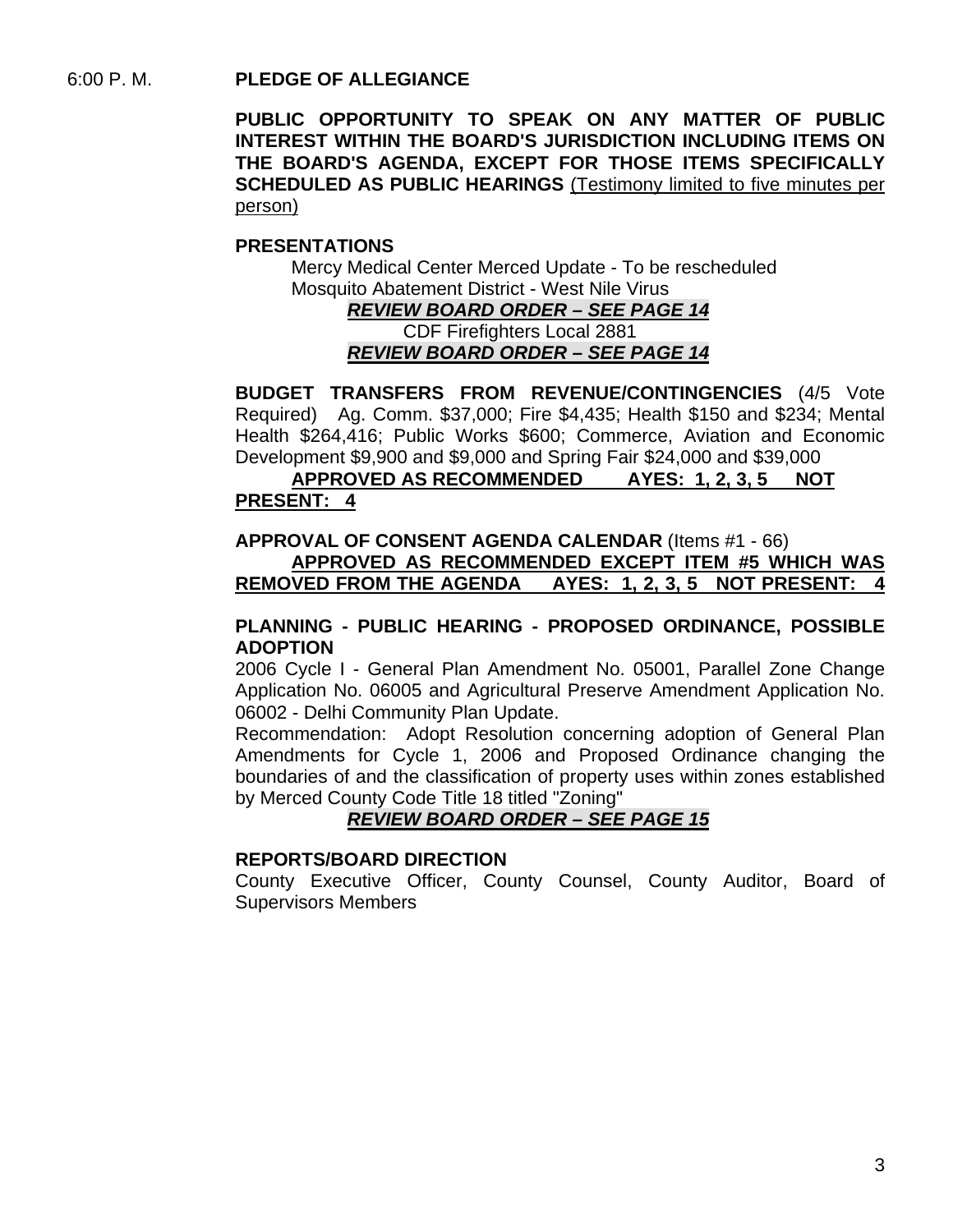6:00 P. M. **PLEDGE OF ALLEGIANCE**

**PUBLIC OPPORTUNITY TO SPEAK ON ANY MATTER OF PUBLIC INTEREST WITHIN THE BOARD'S JURISDICTION INCLUDING ITEMS ON THE BOARD'S AGENDA, EXCEPT FOR THOSE ITEMS SPECIFICALLY SCHEDULED AS PUBLIC HEARINGS** (Testimony limited to five minutes per person)

**PRESENTATIONS**

Mercy Medical Center Merced Update - To be rescheduled
Mosquito Abatement District - West Nile Virus

***REVIEW BOARD ORDER – SEE PAGE 14***

CDF Firefighters Local 2881

***REVIEW BOARD ORDER – SEE PAGE 14***

**BUDGET TRANSFERS FROM REVENUE/CONTINGENCIES** (4/5 Vote Required) Ag. Comm. $37,000; Fire $4,435; Health $150 and $234; Mental Health $264,416; Public Works $600; Commerce, Aviation and Economic Development $9,900 and $9,000 and Spring Fair $24,000 and $39,000

**APPROVED AS RECOMMENDED AYES: 1, 2, 3, 5 NOT PRESENT: 4**

**APPROVAL OF CONSENT AGENDA CALENDAR** (Items #1 - 66)

**APPROVED AS RECOMMENDED EXCEPT ITEM #5 WHICH WAS REMOVED FROM THE AGENDA AYES: 1, 2, 3, 5 NOT PRESENT: 4**

**PLANNING - PUBLIC HEARING - PROPOSED ORDINANCE, POSSIBLE ADOPTION**

2006 Cycle I - General Plan Amendment No. 05001, Parallel Zone Change Application No. 06005 and Agricultural Preserve Amendment Application No. 06002 - Delhi Community Plan Update.

Recommendation: Adopt Resolution concerning adoption of General Plan Amendments for Cycle 1, 2006 and Proposed Ordinance changing the boundaries of and the classification of property uses within zones established by Merced County Code Title 18 titled "Zoning"

***REVIEW BOARD ORDER – SEE PAGE 15***

**REPORTS/BOARD DIRECTION**

County Executive Officer, County Counsel, County Auditor, Board of Supervisors Members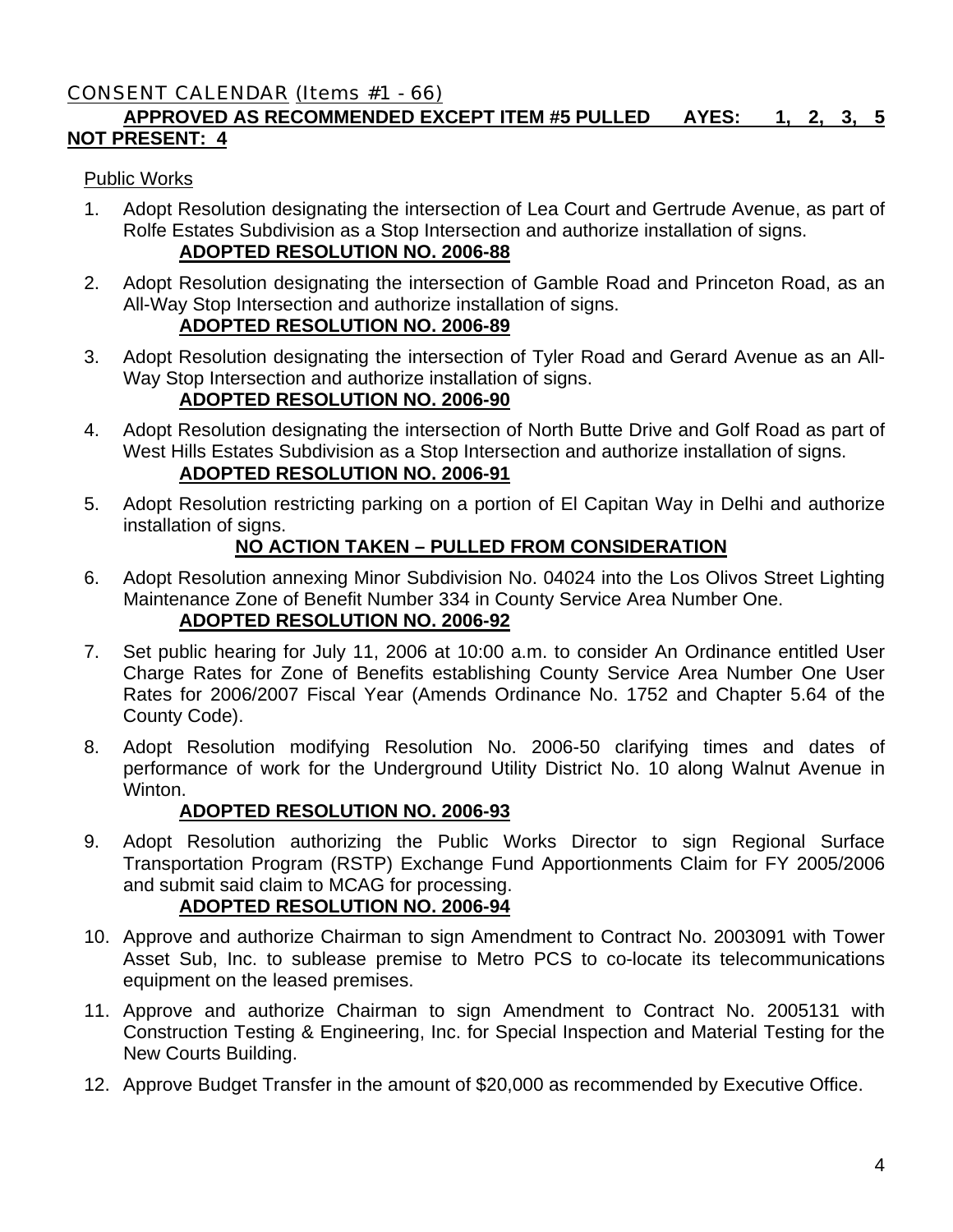## CONSENT CALENDAR (Items #1 - 66)

**APPROVED AS RECOMMENDED EXCEPT ITEM #5 PULLED AYES: 1, 2, 3, 5 NOT PRESENT: 4**

Public Works

1. Adopt Resolution designating the intersection of Lea Court and Gertrude Avenue, as part of Rolfe Estates Subdivision as a Stop Intersection and authorize installation of signs.
   **ADOPTED RESOLUTION NO. 2006-88**

2. Adopt Resolution designating the intersection of Gamble Road and Princeton Road, as an All-Way Stop Intersection and authorize installation of signs.
   **ADOPTED RESOLUTION NO. 2006-89**

3. Adopt Resolution designating the intersection of Tyler Road and Gerard Avenue as an All-Way Stop Intersection and authorize installation of signs.
   **ADOPTED RESOLUTION NO. 2006-90**

4. Adopt Resolution designating the intersection of North Butte Drive and Golf Road as part of West Hills Estates Subdivision as a Stop Intersection and authorize installation of signs.
   **ADOPTED RESOLUTION NO. 2006-91**

5. Adopt Resolution restricting parking on a portion of El Capitan Way in Delhi and authorize installation of signs.
   **NO ACTION TAKEN – PULLED FROM CONSIDERATION**

6. Adopt Resolution annexing Minor Subdivision No. 04024 into the Los Olivos Street Lighting Maintenance Zone of Benefit Number 334 in County Service Area Number One.
   **ADOPTED RESOLUTION NO. 2006-92**

7. Set public hearing for July 11, 2006 at 10:00 a.m. to consider An Ordinance entitled User Charge Rates for Zone of Benefits establishing County Service Area Number One User Rates for 2006/2007 Fiscal Year (Amends Ordinance No. 1752 and Chapter 5.64 of the County Code).

8. Adopt Resolution modifying Resolution No. 2006-50 clarifying times and dates of performance of work for the Underground Utility District No. 10 along Walnut Avenue in Winton.
   **ADOPTED RESOLUTION NO. 2006-93**

9. Adopt Resolution authorizing the Public Works Director to sign Regional Surface Transportation Program (RSTP) Exchange Fund Apportionments Claim for FY 2005/2006 and submit said claim to MCAG for processing.
   **ADOPTED RESOLUTION NO. 2006-94**

10. Approve and authorize Chairman to sign Amendment to Contract No. 2003091 with Tower Asset Sub, Inc. to sublease premise to Metro PCS to co-locate its telecommunications equipment on the leased premises.

11. Approve and authorize Chairman to sign Amendment to Contract No. 2005131 with Construction Testing & Engineering, Inc. for Special Inspection and Material Testing for the New Courts Building.

12. Approve Budget Transfer in the amount of $20,000 as recommended by Executive Office.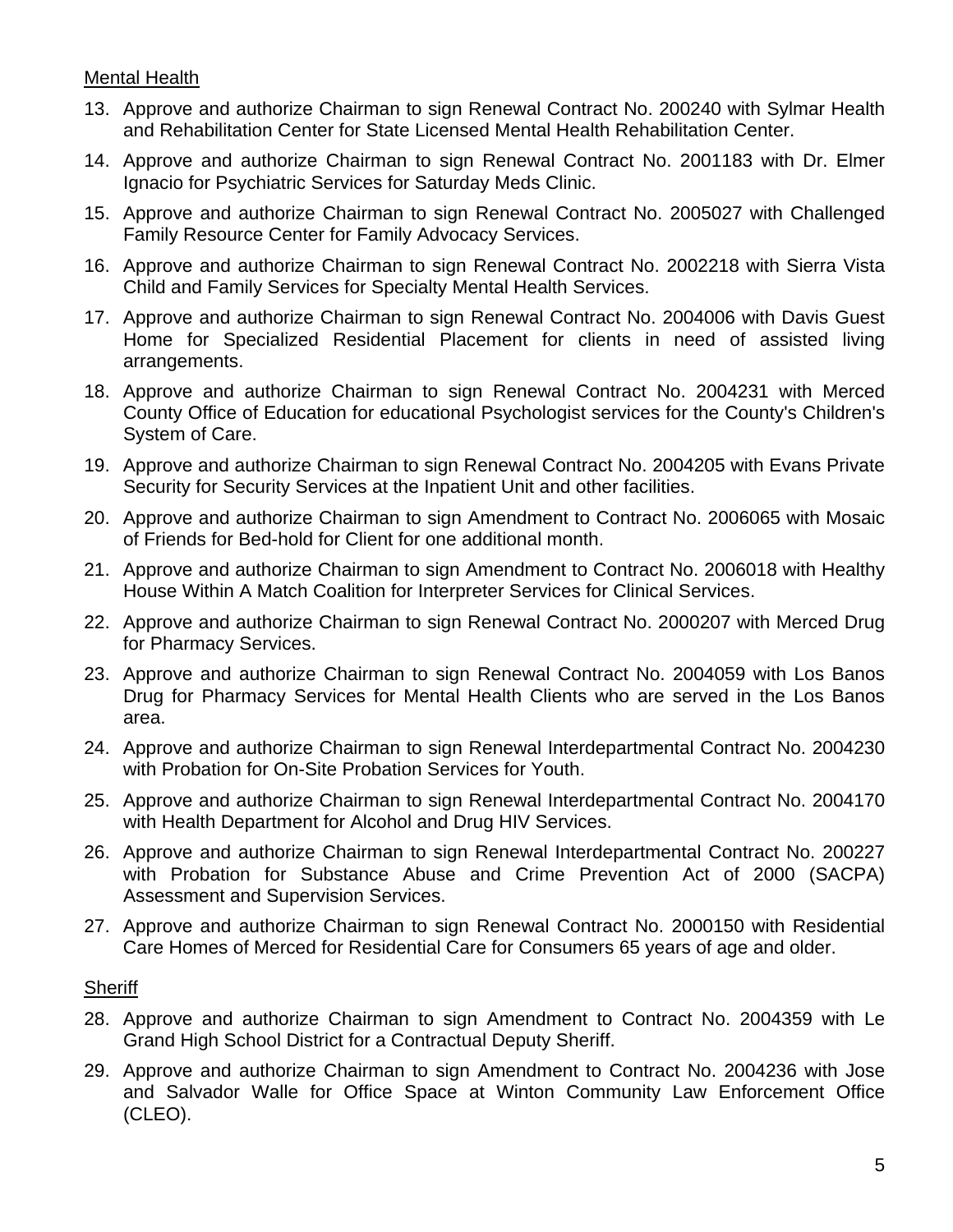Mental Health

13. Approve and authorize Chairman to sign Renewal Contract No. 200240 with Sylmar Health and Rehabilitation Center for State Licensed Mental Health Rehabilitation Center.
14. Approve and authorize Chairman to sign Renewal Contract No. 2001183 with Dr. Elmer Ignacio for Psychiatric Services for Saturday Meds Clinic.
15. Approve and authorize Chairman to sign Renewal Contract No. 2005027 with Challenged Family Resource Center for Family Advocacy Services.
16. Approve and authorize Chairman to sign Renewal Contract No. 2002218 with Sierra Vista Child and Family Services for Specialty Mental Health Services.
17. Approve and authorize Chairman to sign Renewal Contract No. 2004006 with Davis Guest Home for Specialized Residential Placement for clients in need of assisted living arrangements.
18. Approve and authorize Chairman to sign Renewal Contract No. 2004231 with Merced County Office of Education for educational Psychologist services for the County's Children's System of Care.
19. Approve and authorize Chairman to sign Renewal Contract No. 2004205 with Evans Private Security for Security Services at the Inpatient Unit and other facilities.
20. Approve and authorize Chairman to sign Amendment to Contract No. 2006065 with Mosaic of Friends for Bed-hold for Client for one additional month.
21. Approve and authorize Chairman to sign Amendment to Contract No. 2006018 with Healthy House Within A Match Coalition for Interpreter Services for Clinical Services.
22. Approve and authorize Chairman to sign Renewal Contract No. 2000207 with Merced Drug for Pharmacy Services.
23. Approve and authorize Chairman to sign Renewal Contract No. 2004059 with Los Banos Drug for Pharmacy Services for Mental Health Clients who are served in the Los Banos area.
24. Approve and authorize Chairman to sign Renewal Interdepartmental Contract No. 2004230 with Probation for On-Site Probation Services for Youth.
25. Approve and authorize Chairman to sign Renewal Interdepartmental Contract No. 2004170 with Health Department for Alcohol and Drug HIV Services.
26. Approve and authorize Chairman to sign Renewal Interdepartmental Contract No. 200227 with Probation for Substance Abuse and Crime Prevention Act of 2000 (SACPA) Assessment and Supervision Services.
27. Approve and authorize Chairman to sign Renewal Contract No. 2000150 with Residential Care Homes of Merced for Residential Care for Consumers 65 years of age and older.

Sheriff

28. Approve and authorize Chairman to sign Amendment to Contract No. 2004359 with Le Grand High School District for a Contractual Deputy Sheriff.
29. Approve and authorize Chairman to sign Amendment to Contract No. 2004236 with Jose and Salvador Walle for Office Space at Winton Community Law Enforcement Office (CLEO).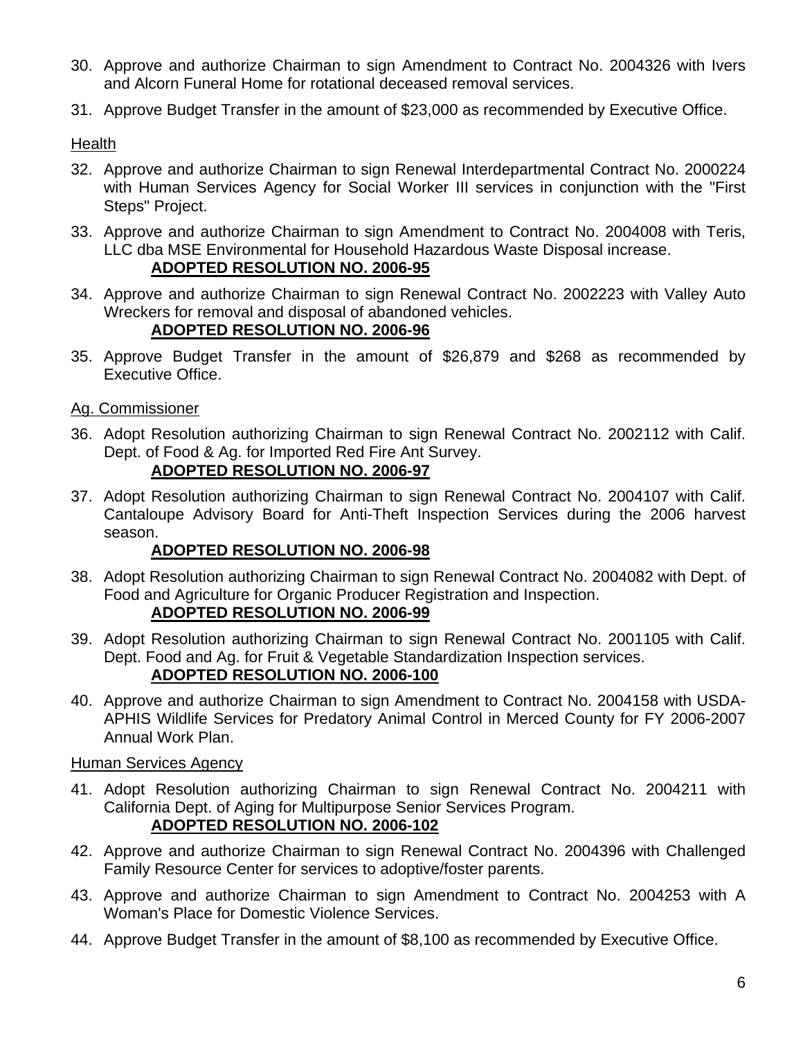30. Approve and authorize Chairman to sign Amendment to Contract No. 2004326 with Ivers and Alcorn Funeral Home for rotational deceased removal services.

31. Approve Budget Transfer in the amount of $23,000 as recommended by Executive Office.

<u>Health</u>

32. Approve and authorize Chairman to sign Renewal Interdepartmental Contract No. 2000224 with Human Services Agency for Social Worker III services in conjunction with the "First Steps" Project.

33. Approve and authorize Chairman to sign Amendment to Contract No. 2004008 with Teris, LLC dba MSE Environmental for Household Hazardous Waste Disposal increase.
    **ADOPTED RESOLUTION NO. 2006-95**

34. Approve and authorize Chairman to sign Renewal Contract No. 2002223 with Valley Auto Wreckers for removal and disposal of abandoned vehicles.
    **ADOPTED RESOLUTION NO. 2006-96**

35. Approve Budget Transfer in the amount of $26,879 and $268 as recommended by Executive Office.

<u>Ag. Commissioner</u>

36. Adopt Resolution authorizing Chairman to sign Renewal Contract No. 2002112 with Calif. Dept. of Food & Ag. for Imported Red Fire Ant Survey.
    **ADOPTED RESOLUTION NO. 2006-97**

37. Adopt Resolution authorizing Chairman to sign Renewal Contract No. 2004107 with Calif. Cantaloupe Advisory Board for Anti-Theft Inspection Services during the 2006 harvest season.
    **ADOPTED RESOLUTION NO. 2006-98**

38. Adopt Resolution authorizing Chairman to sign Renewal Contract No. 2004082 with Dept. of Food and Agriculture for Organic Producer Registration and Inspection.
    **ADOPTED RESOLUTION NO. 2006-99**

39. Adopt Resolution authorizing Chairman to sign Renewal Contract No. 2001105 with Calif. Dept. Food and Ag. for Fruit & Vegetable Standardization Inspection services.
    **ADOPTED RESOLUTION NO. 2006-100**

40. Approve and authorize Chairman to sign Amendment to Contract No. 2004158 with USDA-APHIS Wildlife Services for Predatory Animal Control in Merced County for FY 2006-2007 Annual Work Plan.

<u>Human Services Agency</u>

41. Adopt Resolution authorizing Chairman to sign Renewal Contract No. 2004211 with California Dept. of Aging for Multipurpose Senior Services Program.
    **ADOPTED RESOLUTION NO. 2006-102**

42. Approve and authorize Chairman to sign Renewal Contract No. 2004396 with Challenged Family Resource Center for services to adoptive/foster parents.

43. Approve and authorize Chairman to sign Amendment to Contract No. 2004253 with A Woman's Place for Domestic Violence Services.

44. Approve Budget Transfer in the amount of $8,100 as recommended by Executive Office.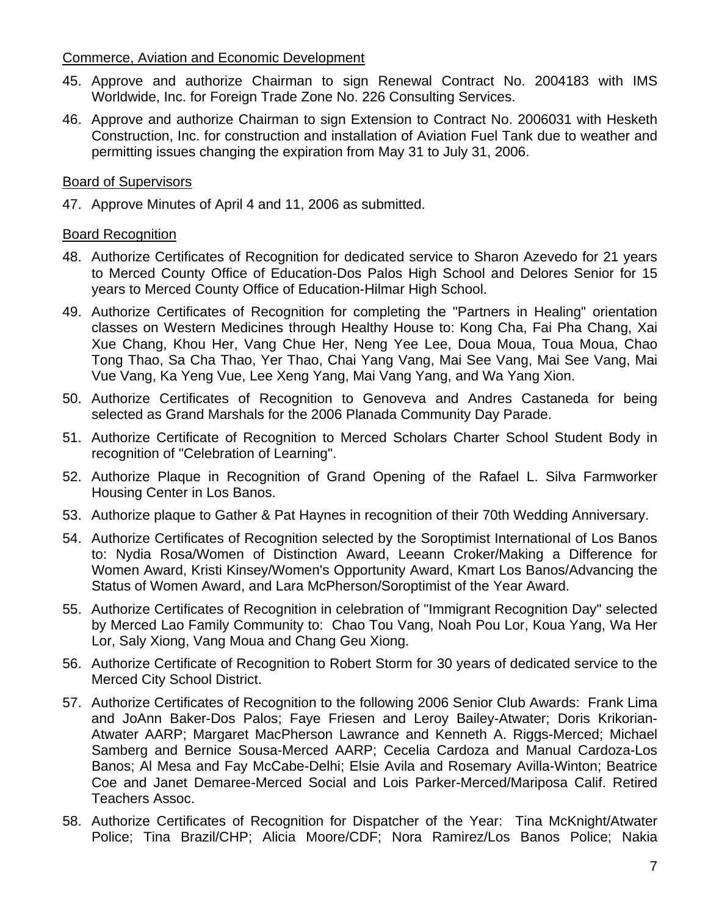Commerce, Aviation and Economic Development

45. Approve and authorize Chairman to sign Renewal Contract No. 2004183 with IMS Worldwide, Inc. for Foreign Trade Zone No. 226 Consulting Services.
46. Approve and authorize Chairman to sign Extension to Contract No. 2006031 with Hesketh Construction, Inc. for construction and installation of Aviation Fuel Tank due to weather and permitting issues changing the expiration from May 31 to July 31, 2006.

Board of Supervisors

47. Approve Minutes of April 4 and 11, 2006 as submitted.

Board Recognition

48. Authorize Certificates of Recognition for dedicated service to Sharon Azevedo for 21 years to Merced County Office of Education-Dos Palos High School and Delores Senior for 15 years to Merced County Office of Education-Hilmar High School.
49. Authorize Certificates of Recognition for completing the "Partners in Healing" orientation classes on Western Medicines through Healthy House to: Kong Cha, Fai Pha Chang, Xai Xue Chang, Khou Her, Vang Chue Her, Neng Yee Lee, Doua Moua, Toua Moua, Chao Tong Thao, Sa Cha Thao, Yer Thao, Chai Yang Vang, Mai See Vang, Mai See Vang, Mai Vue Vang, Ka Yeng Vue, Lee Xeng Yang, Mai Vang Yang, and Wa Yang Xion.
50. Authorize Certificates of Recognition to Genoveva and Andres Castaneda for being selected as Grand Marshals for the 2006 Planada Community Day Parade.
51. Authorize Certificate of Recognition to Merced Scholars Charter School Student Body in recognition of "Celebration of Learning".
52. Authorize Plaque in Recognition of Grand Opening of the Rafael L. Silva Farmworker Housing Center in Los Banos.
53. Authorize plaque to Gather & Pat Haynes in recognition of their 70th Wedding Anniversary.
54. Authorize Certificates of Recognition selected by the Soroptimist International of Los Banos to: Nydia Rosa/Women of Distinction Award, Leeann Croker/Making a Difference for Women Award, Kristi Kinsey/Women's Opportunity Award, Kmart Los Banos/Advancing the Status of Women Award, and Lara McPherson/Soroptimist of the Year Award.
55. Authorize Certificates of Recognition in celebration of "Immigrant Recognition Day" selected by Merced Lao Family Community to: Chao Tou Vang, Noah Pou Lor, Koua Yang, Wa Her Lor, Saly Xiong, Vang Moua and Chang Geu Xiong.
56. Authorize Certificate of Recognition to Robert Storm for 30 years of dedicated service to the Merced City School District.
57. Authorize Certificates of Recognition to the following 2006 Senior Club Awards: Frank Lima and JoAnn Baker-Dos Palos; Faye Friesen and Leroy Bailey-Atwater; Doris Krikorian-Atwater AARP; Margaret MacPherson Lawrance and Kenneth A. Riggs-Merced; Michael Samberg and Bernice Sousa-Merced AARP; Cecelia Cardoza and Manual Cardoza-Los Banos; Al Mesa and Fay McCabe-Delhi; Elsie Avila and Rosemary Avilla-Winton; Beatrice Coe and Janet Demaree-Merced Social and Lois Parker-Merced/Mariposa Calif. Retired Teachers Assoc.
58. Authorize Certificates of Recognition for Dispatcher of the Year: Tina McKnight/Atwater Police; Tina Brazil/CHP; Alicia Moore/CDF; Nora Ramirez/Los Banos Police; Nakia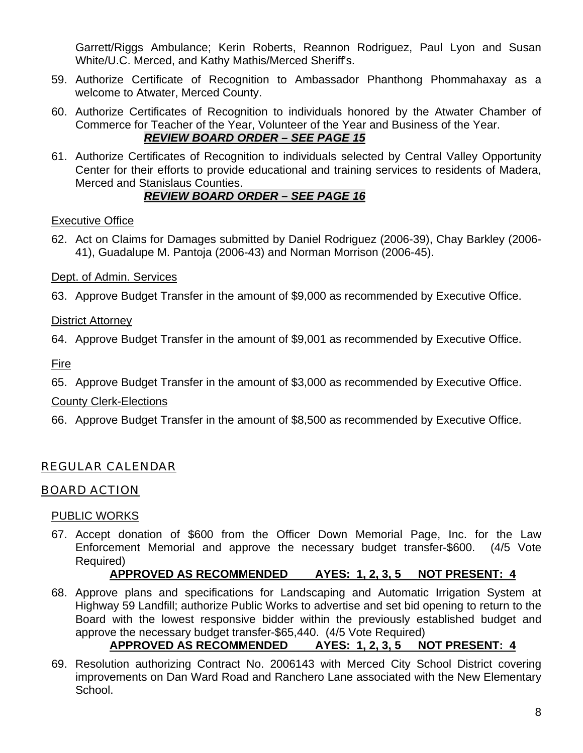Garrett/Riggs Ambulance; Kerin Roberts, Reannon Rodriguez, Paul Lyon and Susan White/U.C. Merced, and Kathy Mathis/Merced Sheriff's.

59. Authorize Certificate of Recognition to Ambassador Phanthong Phommahaxay as a welcome to Atwater, Merced County.

60. Authorize Certificates of Recognition to individuals honored by the Atwater Chamber of Commerce for Teacher of the Year, Volunteer of the Year and Business of the Year.
    ***REVIEW BOARD ORDER – SEE PAGE 15***

61. Authorize Certificates of Recognition to individuals selected by Central Valley Opportunity Center for their efforts to provide educational and training services to residents of Madera, Merced and Stanislaus Counties.
    ***REVIEW BOARD ORDER – SEE PAGE 16***

Executive Office

62. Act on Claims for Damages submitted by Daniel Rodriguez (2006-39), Chay Barkley (2006-41), Guadalupe M. Pantoja (2006-43) and Norman Morrison (2006-45).

Dept. of Admin. Services

63. Approve Budget Transfer in the amount of $9,000 as recommended by Executive Office.

District Attorney

64. Approve Budget Transfer in the amount of $9,001 as recommended by Executive Office.

Fire

65. Approve Budget Transfer in the amount of $3,000 as recommended by Executive Office.

County Clerk-Elections

66. Approve Budget Transfer in the amount of $8,500 as recommended by Executive Office.

## REGULAR CALENDAR

## BOARD ACTION

### PUBLIC WORKS

67. Accept donation of $600 from the Officer Down Memorial Page, Inc. for the Law Enforcement Memorial and approve the necessary budget transfer-$600. (4/5 Vote Required)
    **APPROVED AS RECOMMENDED AYES: 1, 2, 3, 5 NOT PRESENT: 4**

68. Approve plans and specifications for Landscaping and Automatic Irrigation System at Highway 59 Landfill; authorize Public Works to advertise and set bid opening to return to the Board with the lowest responsive bidder within the previously established budget and approve the necessary budget transfer-$65,440. (4/5 Vote Required)
    **APPROVED AS RECOMMENDED AYES: 1, 2, 3, 5 NOT PRESENT: 4**

69. Resolution authorizing Contract No. 2006143 with Merced City School District covering improvements on Dan Ward Road and Ranchero Lane associated with the New Elementary School.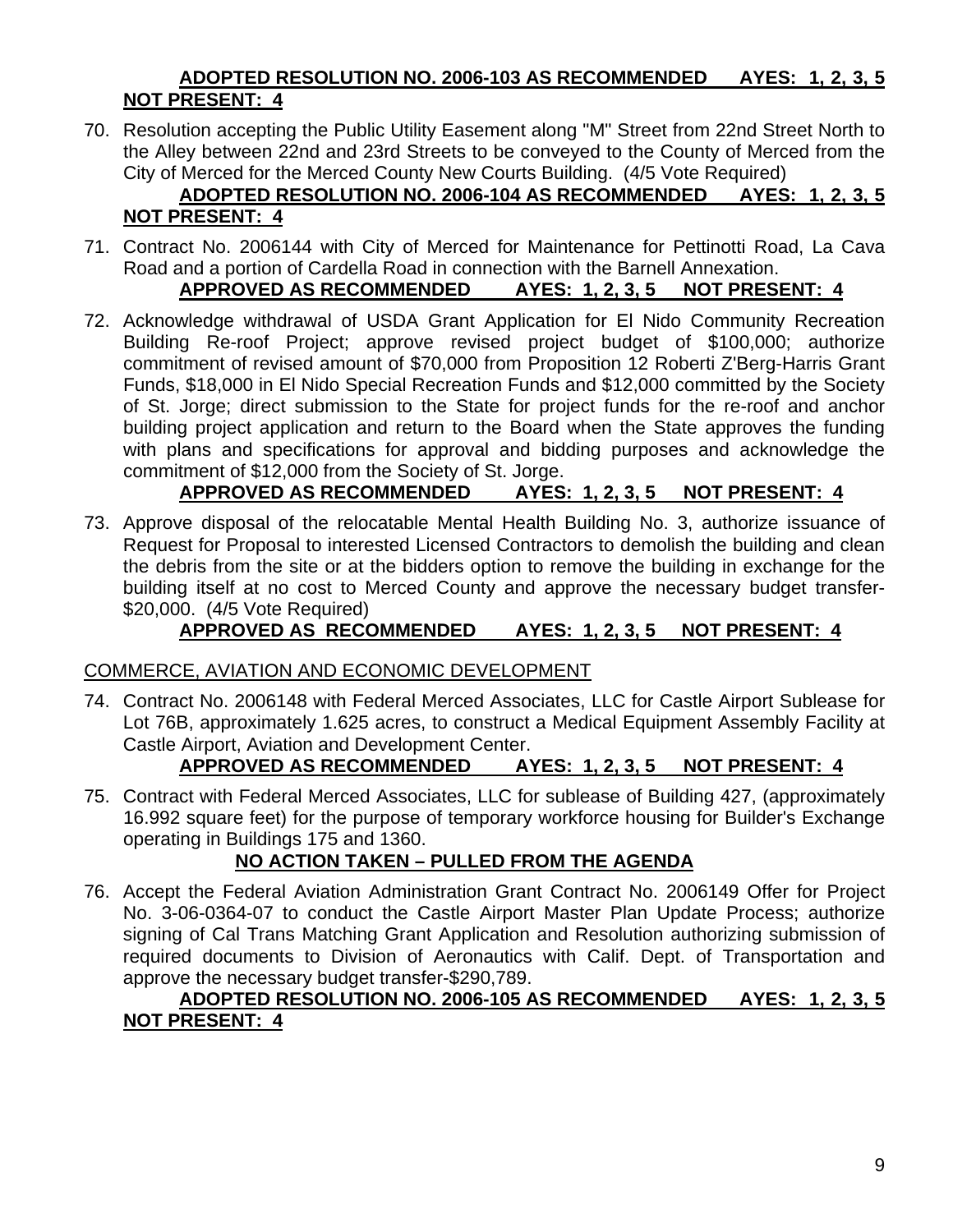**ADOPTED RESOLUTION NO. 2006-103 AS RECOMMENDED AYES: 1, 2, 3, 5 NOT PRESENT: 4**

70. Resolution accepting the Public Utility Easement along "M" Street from 22nd Street North to the Alley between 22nd and 23rd Streets to be conveyed to the County of Merced from the City of Merced for the Merced County New Courts Building. (4/5 Vote Required)

    **ADOPTED RESOLUTION NO. 2006-104 AS RECOMMENDED AYES: 1, 2, 3, 5 NOT PRESENT: 4**

71. Contract No. 2006144 with City of Merced for Maintenance for Pettinotti Road, La Cava Road and a portion of Cardella Road in connection with the Barnell Annexation.

    **APPROVED AS RECOMMENDED AYES: 1, 2, 3, 5 NOT PRESENT: 4**

72. Acknowledge withdrawal of USDA Grant Application for El Nido Community Recreation Building Re-roof Project; approve revised project budget of $100,000; authorize commitment of revised amount of $70,000 from Proposition 12 Roberti Z'Berg-Harris Grant Funds, $18,000 in El Nido Special Recreation Funds and $12,000 committed by the Society of St. Jorge; direct submission to the State for project funds for the re-roof and anchor building project application and return to the Board when the State approves the funding with plans and specifications for approval and bidding purposes and acknowledge the commitment of $12,000 from the Society of St. Jorge.

    **APPROVED AS RECOMMENDED AYES: 1, 2, 3, 5 NOT PRESENT: 4**

73. Approve disposal of the relocatable Mental Health Building No. 3, authorize issuance of Request for Proposal to interested Licensed Contractors to demolish the building and clean the debris from the site or at the bidders option to remove the building in exchange for the building itself at no cost to Merced County and approve the necessary budget transfer-$20,000. (4/5 Vote Required)

    **APPROVED AS RECOMMENDED AYES: 1, 2, 3, 5 NOT PRESENT: 4**

COMMERCE, AVIATION AND ECONOMIC DEVELOPMENT

74. Contract No. 2006148 with Federal Merced Associates, LLC for Castle Airport Sublease for Lot 76B, approximately 1.625 acres, to construct a Medical Equipment Assembly Facility at Castle Airport, Aviation and Development Center.

    **APPROVED AS RECOMMENDED AYES: 1, 2, 3, 5 NOT PRESENT: 4**

75. Contract with Federal Merced Associates, LLC for sublease of Building 427, (approximately 16.992 square feet) for the purpose of temporary workforce housing for Builder's Exchange operating in Buildings 175 and 1360.

    **NO ACTION TAKEN – PULLED FROM THE AGENDA**

76. Accept the Federal Aviation Administration Grant Contract No. 2006149 Offer for Project No. 3-06-0364-07 to conduct the Castle Airport Master Plan Update Process; authorize signing of Cal Trans Matching Grant Application and Resolution authorizing submission of required documents to Division of Aeronautics with Calif. Dept. of Transportation and approve the necessary budget transfer-$290,789.

    **ADOPTED RESOLUTION NO. 2006-105 AS RECOMMENDED AYES: 1, 2, 3, 5 NOT PRESENT: 4**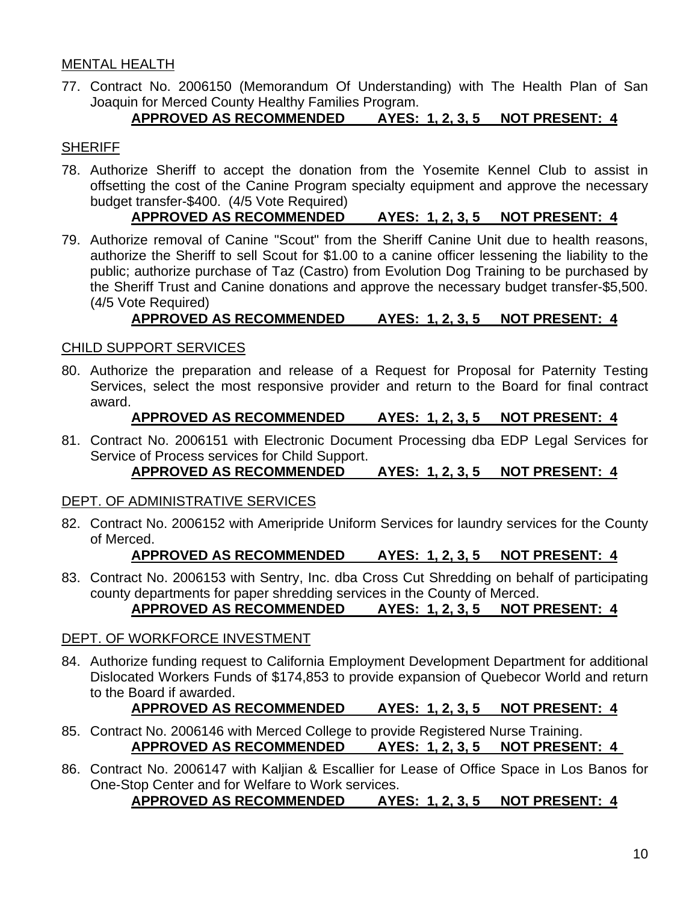MENTAL HEALTH

77. Contract No. 2006150 (Memorandum Of Understanding) with The Health Plan of San Joaquin for Merced County Healthy Families Program.
**APPROVED AS RECOMMENDED AYES: 1, 2, 3, 5 NOT PRESENT: 4**

SHERIFF

78. Authorize Sheriff to accept the donation from the Yosemite Kennel Club to assist in offsetting the cost of the Canine Program specialty equipment and approve the necessary budget transfer-$400. (4/5 Vote Required)
**APPROVED AS RECOMMENDED AYES: 1, 2, 3, 5 NOT PRESENT: 4**

79. Authorize removal of Canine "Scout" from the Sheriff Canine Unit due to health reasons, authorize the Sheriff to sell Scout for $1.00 to a canine officer lessening the liability to the public; authorize purchase of Taz (Castro) from Evolution Dog Training to be purchased by the Sheriff Trust and Canine donations and approve the necessary budget transfer-$5,500. (4/5 Vote Required)
**APPROVED AS RECOMMENDED AYES: 1, 2, 3, 5 NOT PRESENT: 4**

CHILD SUPPORT SERVICES

80. Authorize the preparation and release of a Request for Proposal for Paternity Testing Services, select the most responsive provider and return to the Board for final contract award.
**APPROVED AS RECOMMENDED AYES: 1, 2, 3, 5 NOT PRESENT: 4**

81. Contract No. 2006151 with Electronic Document Processing dba EDP Legal Services for Service of Process services for Child Support.
**APPROVED AS RECOMMENDED AYES: 1, 2, 3, 5 NOT PRESENT: 4**

DEPT. OF ADMINISTRATIVE SERVICES

82. Contract No. 2006152 with Ameripride Uniform Services for laundry services for the County of Merced.
**APPROVED AS RECOMMENDED AYES: 1, 2, 3, 5 NOT PRESENT: 4**

83. Contract No. 2006153 with Sentry, Inc. dba Cross Cut Shredding on behalf of participating county departments for paper shredding services in the County of Merced.
**APPROVED AS RECOMMENDED AYES: 1, 2, 3, 5 NOT PRESENT: 4**

DEPT. OF WORKFORCE INVESTMENT

84. Authorize funding request to California Employment Development Department for additional Dislocated Workers Funds of $174,853 to provide expansion of Quebecor World and return to the Board if awarded.
**APPROVED AS RECOMMENDED AYES: 1, 2, 3, 5 NOT PRESENT: 4**

85. Contract No. 2006146 with Merced College to provide Registered Nurse Training.
**APPROVED AS RECOMMENDED AYES: 1, 2, 3, 5 NOT PRESENT: 4**

86. Contract No. 2006147 with Kaljian & Escallier for Lease of Office Space in Los Banos for One-Stop Center and for Welfare to Work services.
**APPROVED AS RECOMMENDED AYES: 1, 2, 3, 5 NOT PRESENT: 4**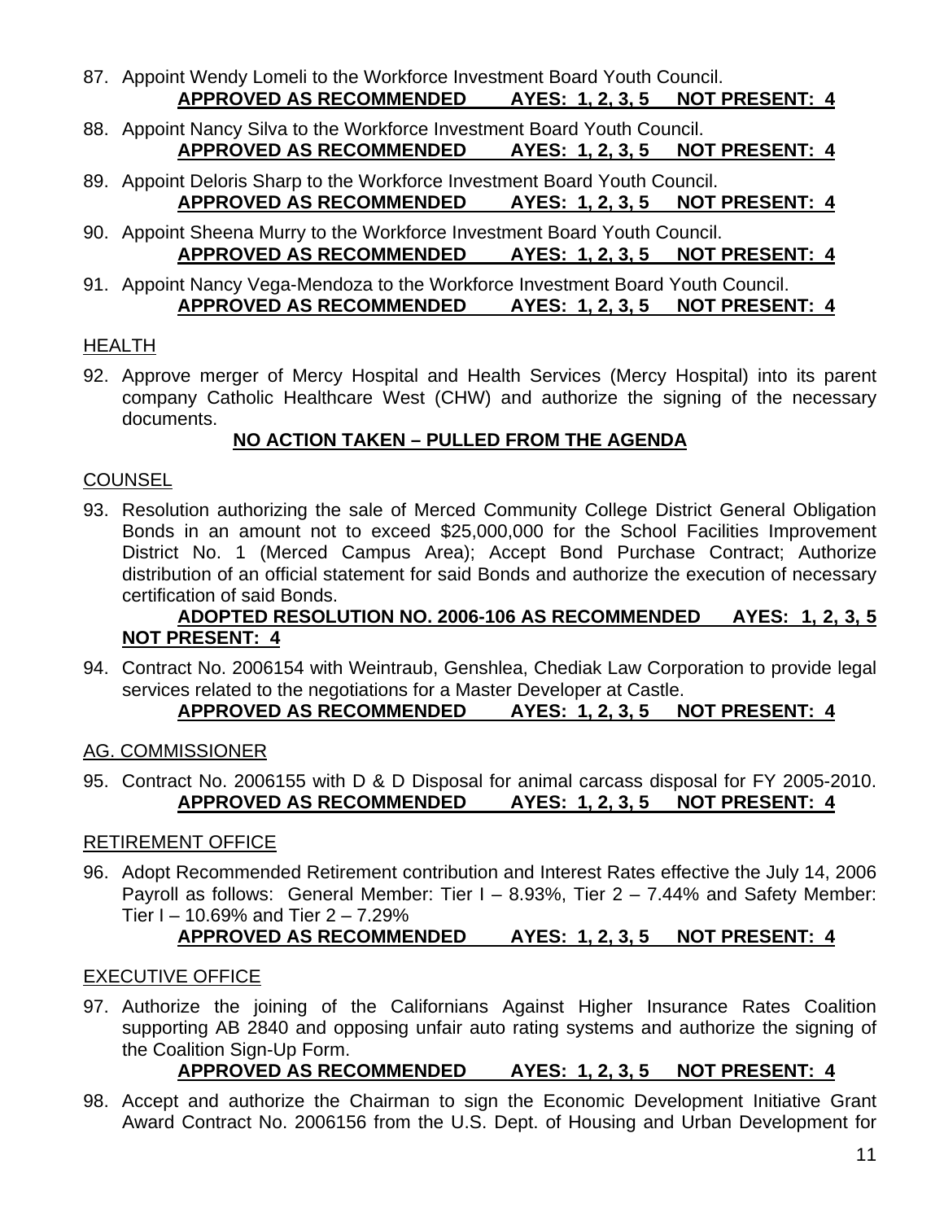87. Appoint Wendy Lomeli to the Workforce Investment Board Youth Council.
**APPROVED AS RECOMMENDED AYES: 1, 2, 3, 5 NOT PRESENT: 4**

88. Appoint Nancy Silva to the Workforce Investment Board Youth Council.
**APPROVED AS RECOMMENDED AYES: 1, 2, 3, 5 NOT PRESENT: 4**

89. Appoint Deloris Sharp to the Workforce Investment Board Youth Council.
**APPROVED AS RECOMMENDED AYES: 1, 2, 3, 5 NOT PRESENT: 4**

90. Appoint Sheena Murry to the Workforce Investment Board Youth Council.
**APPROVED AS RECOMMENDED AYES: 1, 2, 3, 5 NOT PRESENT: 4**

91. Appoint Nancy Vega-Mendoza to the Workforce Investment Board Youth Council.
**APPROVED AS RECOMMENDED AYES: 1, 2, 3, 5 NOT PRESENT: 4**

HEALTH

92. Approve merger of Mercy Hospital and Health Services (Mercy Hospital) into its parent company Catholic Healthcare West (CHW) and authorize the signing of the necessary documents.
**NO ACTION TAKEN – PULLED FROM THE AGENDA**

COUNSEL

93. Resolution authorizing the sale of Merced Community College District General Obligation Bonds in an amount not to exceed $25,000,000 for the School Facilities Improvement District No. 1 (Merced Campus Area); Accept Bond Purchase Contract; Authorize distribution of an official statement for said Bonds and authorize the execution of necessary certification of said Bonds.
**ADOPTED RESOLUTION NO. 2006-106 AS RECOMMENDED AYES: 1, 2, 3, 5 NOT PRESENT: 4**

94. Contract No. 2006154 with Weintraub, Genshlea, Chediak Law Corporation to provide legal services related to the negotiations for a Master Developer at Castle.
**APPROVED AS RECOMMENDED AYES: 1, 2, 3, 5 NOT PRESENT: 4**

AG. COMMISSIONER

95. Contract No. 2006155 with D & D Disposal for animal carcass disposal for FY 2005-2010.
**APPROVED AS RECOMMENDED AYES: 1, 2, 3, 5 NOT PRESENT: 4**

RETIREMENT OFFICE

96. Adopt Recommended Retirement contribution and Interest Rates effective the July 14, 2006 Payroll as follows: General Member: Tier I – 8.93%, Tier 2 – 7.44% and Safety Member: Tier I – 10.69% and Tier 2 – 7.29%
**APPROVED AS RECOMMENDED AYES: 1, 2, 3, 5 NOT PRESENT: 4**

EXECUTIVE OFFICE

97. Authorize the joining of the Californians Against Higher Insurance Rates Coalition supporting AB 2840 and opposing unfair auto rating systems and authorize the signing of the Coalition Sign-Up Form.
**APPROVED AS RECOMMENDED AYES: 1, 2, 3, 5 NOT PRESENT: 4**

98. Accept and authorize the Chairman to sign the Economic Development Initiative Grant Award Contract No. 2006156 from the U.S. Dept. of Housing and Urban Development for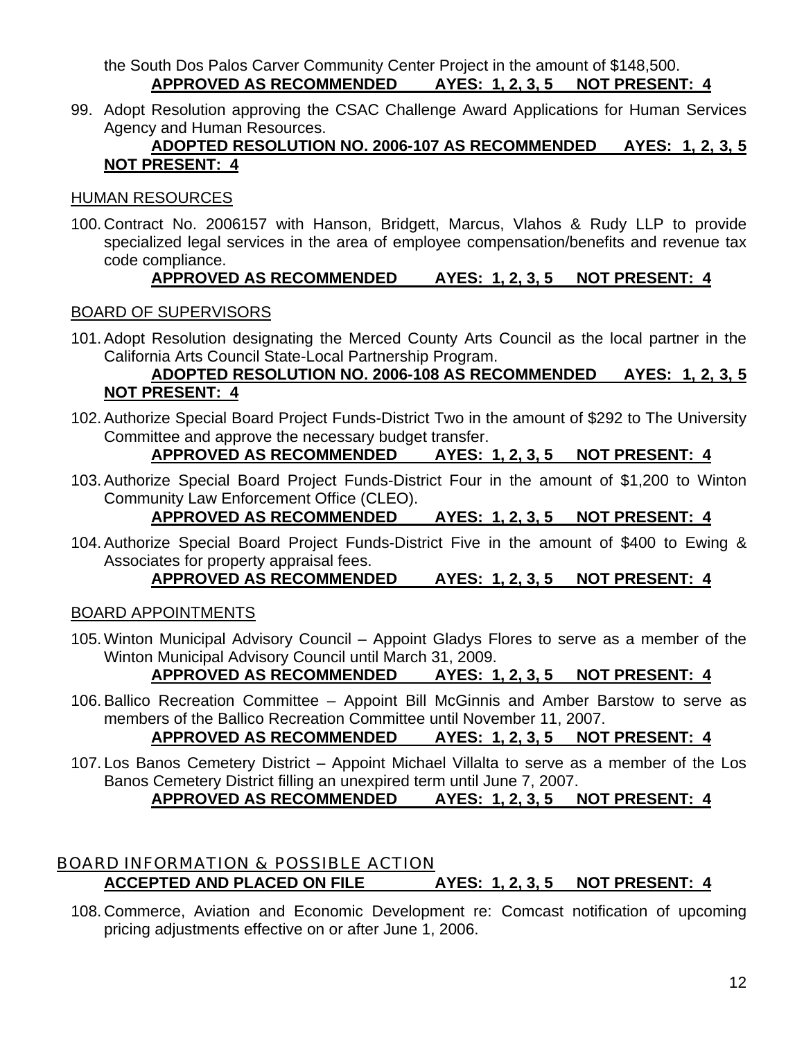the South Dos Palos Carver Community Center Project in the amount of $148,500.
**APPROVED AS RECOMMENDED AYES: 1, 2, 3, 5 NOT PRESENT: 4**

99. Adopt Resolution approving the CSAC Challenge Award Applications for Human Services Agency and Human Resources.
**ADOPTED RESOLUTION NO. 2006-107 AS RECOMMENDED AYES: 1, 2, 3, 5 NOT PRESENT: 4**

HUMAN RESOURCES

100. Contract No. 2006157 with Hanson, Bridgett, Marcus, Vlahos & Rudy LLP to provide specialized legal services in the area of employee compensation/benefits and revenue tax code compliance.
**APPROVED AS RECOMMENDED AYES: 1, 2, 3, 5 NOT PRESENT: 4**

BOARD OF SUPERVISORS

101. Adopt Resolution designating the Merced County Arts Council as the local partner in the California Arts Council State-Local Partnership Program.
**ADOPTED RESOLUTION NO. 2006-108 AS RECOMMENDED AYES: 1, 2, 3, 5 NOT PRESENT: 4**

102. Authorize Special Board Project Funds-District Two in the amount of $292 to The University Committee and approve the necessary budget transfer.
**APPROVED AS RECOMMENDED AYES: 1, 2, 3, 5 NOT PRESENT: 4**

103. Authorize Special Board Project Funds-District Four in the amount of $1,200 to Winton Community Law Enforcement Office (CLEO).
**APPROVED AS RECOMMENDED AYES: 1, 2, 3, 5 NOT PRESENT: 4**

104. Authorize Special Board Project Funds-District Five in the amount of $400 to Ewing & Associates for property appraisal fees.
**APPROVED AS RECOMMENDED AYES: 1, 2, 3, 5 NOT PRESENT: 4**

BOARD APPOINTMENTS

105. Winton Municipal Advisory Council – Appoint Gladys Flores to serve as a member of the Winton Municipal Advisory Council until March 31, 2009.
**APPROVED AS RECOMMENDED AYES: 1, 2, 3, 5 NOT PRESENT: 4**

106. Ballico Recreation Committee – Appoint Bill McGinnis and Amber Barstow to serve as members of the Ballico Recreation Committee until November 11, 2007.
**APPROVED AS RECOMMENDED AYES: 1, 2, 3, 5 NOT PRESENT: 4**

107. Los Banos Cemetery District – Appoint Michael Villalta to serve as a member of the Los Banos Cemetery District filling an unexpired term until June 7, 2007.
**APPROVED AS RECOMMENDED AYES: 1, 2, 3, 5 NOT PRESENT: 4**

## BOARD INFORMATION & POSSIBLE ACTION

**ACCEPTED AND PLACED ON FILE AYES: 1, 2, 3, 5 NOT PRESENT: 4**

108. Commerce, Aviation and Economic Development re: Comcast notification of upcoming pricing adjustments effective on or after June 1, 2006.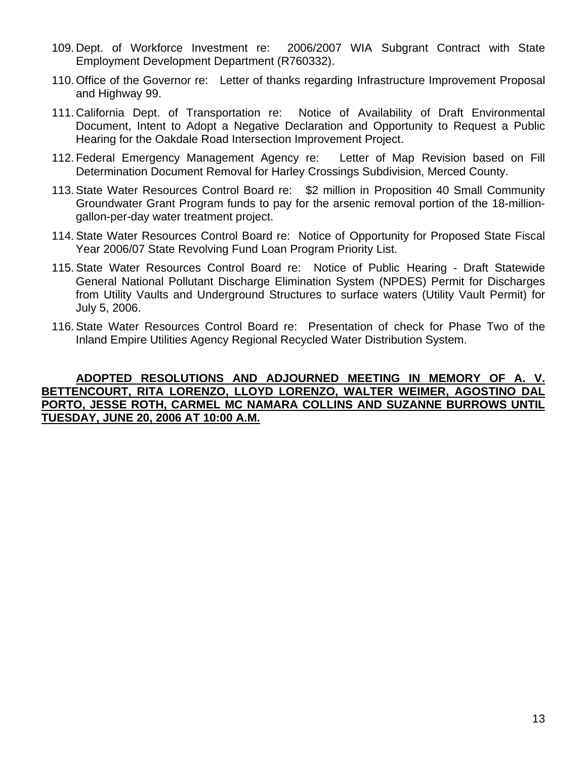109. Dept. of Workforce Investment re: 2006/2007 WIA Subgrant Contract with State Employment Development Department (R760332).

110. Office of the Governor re: Letter of thanks regarding Infrastructure Improvement Proposal and Highway 99.

111. California Dept. of Transportation re: Notice of Availability of Draft Environmental Document, Intent to Adopt a Negative Declaration and Opportunity to Request a Public Hearing for the Oakdale Road Intersection Improvement Project.

112. Federal Emergency Management Agency re: Letter of Map Revision based on Fill Determination Document Removal for Harley Crossings Subdivision, Merced County.

113. State Water Resources Control Board re: $2 million in Proposition 40 Small Community Groundwater Grant Program funds to pay for the arsenic removal portion of the 18-million-gallon-per-day water treatment project.

114. State Water Resources Control Board re: Notice of Opportunity for Proposed State Fiscal Year 2006/07 State Revolving Fund Loan Program Priority List.

115. State Water Resources Control Board re: Notice of Public Hearing - Draft Statewide General National Pollutant Discharge Elimination System (NPDES) Permit for Discharges from Utility Vaults and Underground Structures to surface waters (Utility Vault Permit) for July 5, 2006.

116. State Water Resources Control Board re: Presentation of check for Phase Two of the Inland Empire Utilities Agency Regional Recycled Water Distribution System.

**ADOPTED RESOLUTIONS AND ADJOURNED MEETING IN MEMORY OF A. V. BETTENCOURT, RITA LORENZO, LLOYD LORENZO, WALTER WEIMER, AGOSTINO DAL PORTO, JESSE ROTH, CARMEL MC NAMARA COLLINS AND SUZANNE BURROWS UNTIL TUESDAY, JUNE 20, 2006 AT 10:00 A.M.**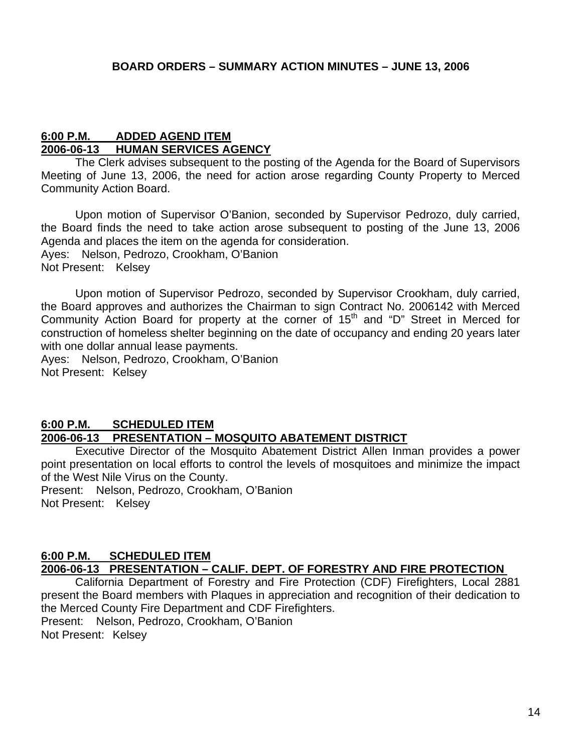**BOARD ORDERS – SUMMARY ACTION MINUTES – JUNE 13, 2006**

**6:00 P.M. ADDED AGEND ITEM**
**2006-06-13 HUMAN SERVICES AGENCY**

The Clerk advises subsequent to the posting of the Agenda for the Board of Supervisors Meeting of June 13, 2006, the need for action arose regarding County Property to Merced Community Action Board.

Upon motion of Supervisor O'Banion, seconded by Supervisor Pedrozo, duly carried, the Board finds the need to take action arose subsequent to posting of the June 13, 2006 Agenda and places the item on the agenda for consideration.
Ayes: Nelson, Pedrozo, Crookham, O'Banion
Not Present: Kelsey

Upon motion of Supervisor Pedrozo, seconded by Supervisor Crookham, duly carried, the Board approves and authorizes the Chairman to sign Contract No. 2006142 with Merced Community Action Board for property at the corner of 15th and "D" Street in Merced for construction of homeless shelter beginning on the date of occupancy and ending 20 years later with one dollar annual lease payments.
Ayes: Nelson, Pedrozo, Crookham, O'Banion
Not Present: Kelsey

**6:00 P.M. SCHEDULED ITEM**
**2006-06-13 PRESENTATION – MOSQUITO ABATEMENT DISTRICT**

Executive Director of the Mosquito Abatement District Allen Inman provides a power point presentation on local efforts to control the levels of mosquitoes and minimize the impact of the West Nile Virus on the County.
Present: Nelson, Pedrozo, Crookham, O'Banion
Not Present: Kelsey

**6:00 P.M. SCHEDULED ITEM**
**2006-06-13 PRESENTATION – CALIF. DEPT. OF FORESTRY AND FIRE PROTECTION**

California Department of Forestry and Fire Protection (CDF) Firefighters, Local 2881 present the Board members with Plaques in appreciation and recognition of their dedication to the Merced County Fire Department and CDF Firefighters.
Present: Nelson, Pedrozo, Crookham, O'Banion
Not Present: Kelsey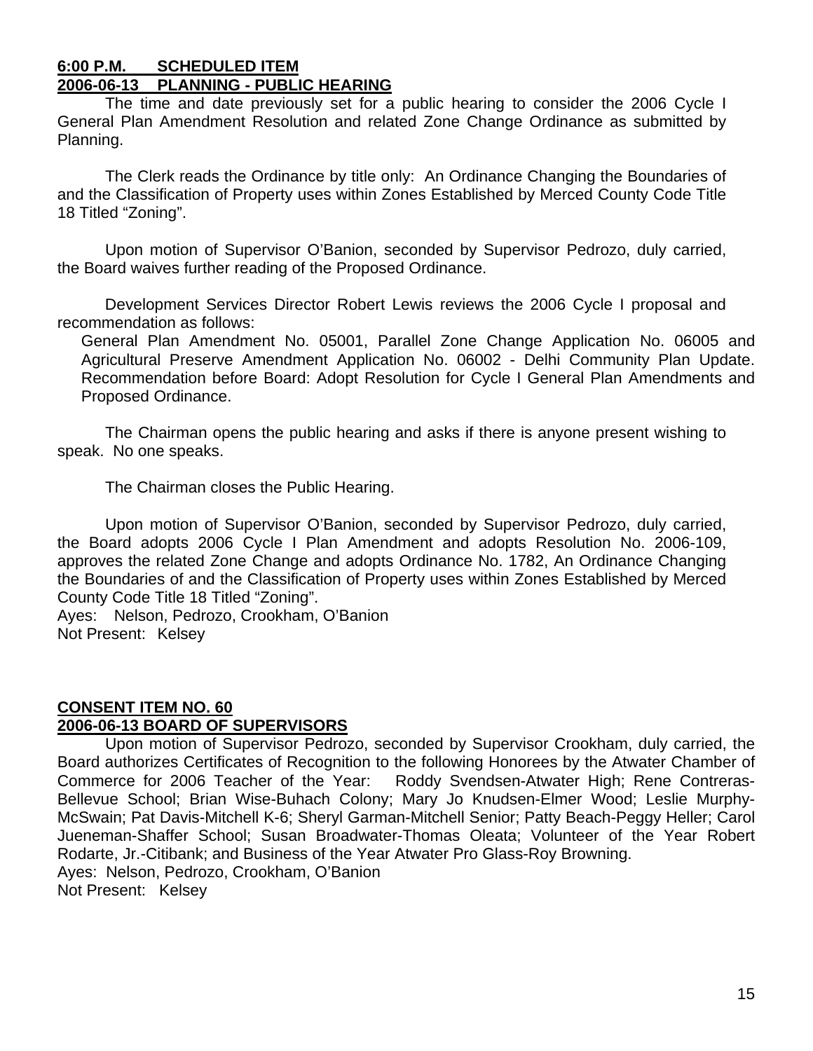**6:00 P.M. SCHEDULED ITEM**
**2006-06-13 PLANNING - PUBLIC HEARING**

The time and date previously set for a public hearing to consider the 2006 Cycle I General Plan Amendment Resolution and related Zone Change Ordinance as submitted by Planning.

The Clerk reads the Ordinance by title only: An Ordinance Changing the Boundaries of and the Classification of Property uses within Zones Established by Merced County Code Title 18 Titled "Zoning".

Upon motion of Supervisor O'Banion, seconded by Supervisor Pedrozo, duly carried, the Board waives further reading of the Proposed Ordinance.

Development Services Director Robert Lewis reviews the 2006 Cycle I proposal and recommendation as follows:

General Plan Amendment No. 05001, Parallel Zone Change Application No. 06005 and Agricultural Preserve Amendment Application No. 06002 - Delhi Community Plan Update. Recommendation before Board: Adopt Resolution for Cycle I General Plan Amendments and Proposed Ordinance.

The Chairman opens the public hearing and asks if there is anyone present wishing to speak. No one speaks.

The Chairman closes the Public Hearing.

Upon motion of Supervisor O'Banion, seconded by Supervisor Pedrozo, duly carried, the Board adopts 2006 Cycle I Plan Amendment and adopts Resolution No. 2006-109, approves the related Zone Change and adopts Ordinance No. 1782, An Ordinance Changing the Boundaries of and the Classification of Property uses within Zones Established by Merced County Code Title 18 Titled "Zoning".
Ayes: Nelson, Pedrozo, Crookham, O'Banion
Not Present: Kelsey

**CONSENT ITEM NO. 60**
**2006-06-13 BOARD OF SUPERVISORS**

Upon motion of Supervisor Pedrozo, seconded by Supervisor Crookham, duly carried, the Board authorizes Certificates of Recognition to the following Honorees by the Atwater Chamber of Commerce for 2006 Teacher of the Year: Roddy Svendsen-Atwater High; Rene Contreras-Bellevue School; Brian Wise-Buhach Colony; Mary Jo Knudsen-Elmer Wood; Leslie Murphy-McSwain; Pat Davis-Mitchell K-6; Sheryl Garman-Mitchell Senior; Patty Beach-Peggy Heller; Carol Jueneman-Shaffer School; Susan Broadwater-Thomas Oleata; Volunteer of the Year Robert Rodarte, Jr.-Citibank; and Business of the Year Atwater Pro Glass-Roy Browning.
Ayes: Nelson, Pedrozo, Crookham, O'Banion
Not Present: Kelsey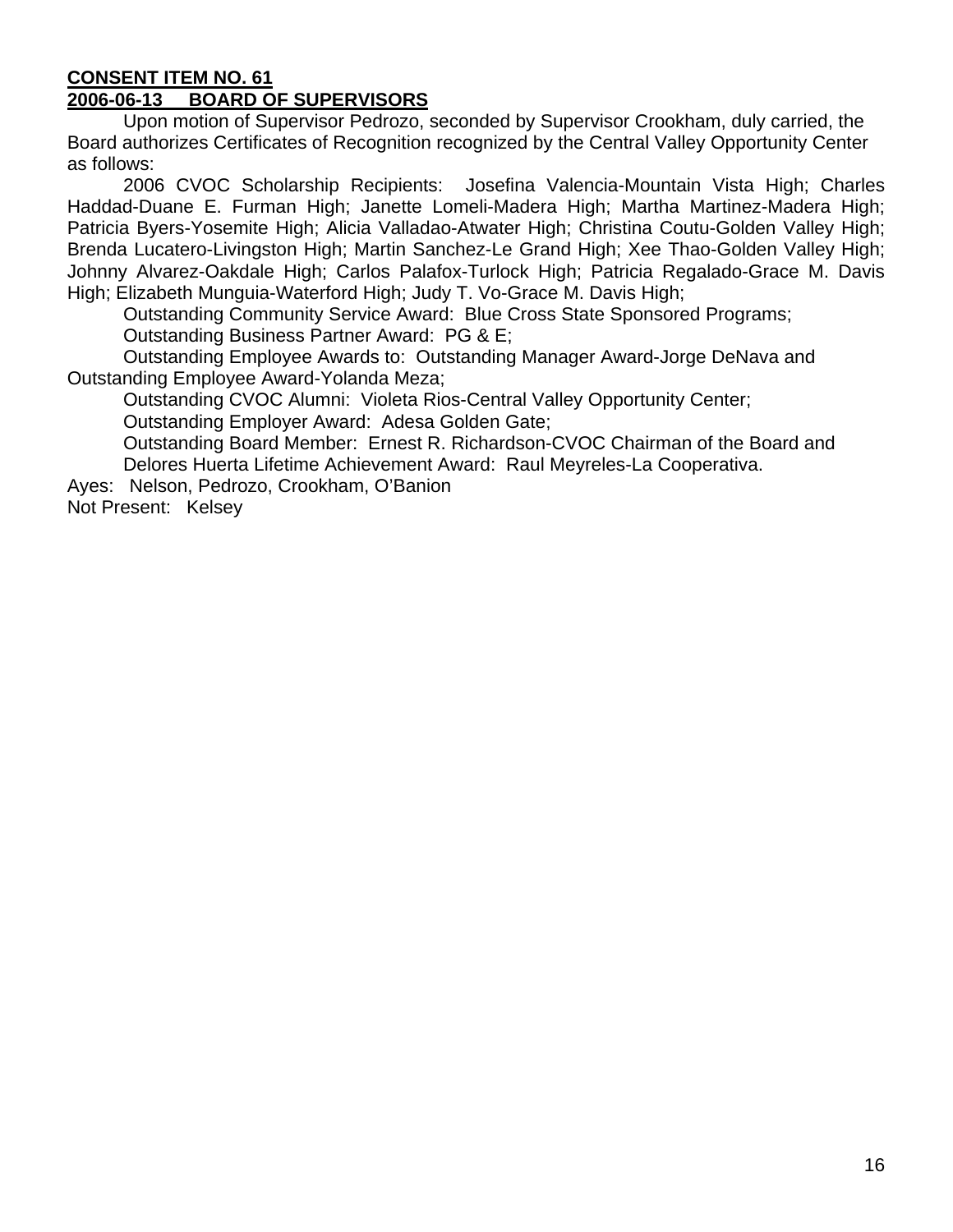**CONSENT ITEM NO. 61**
**2006-06-13 BOARD OF SUPERVISORS**

Upon motion of Supervisor Pedrozo, seconded by Supervisor Crookham, duly carried, the Board authorizes Certificates of Recognition recognized by the Central Valley Opportunity Center as follows:

2006 CVOC Scholarship Recipients: Josefina Valencia-Mountain Vista High; Charles Haddad-Duane E. Furman High; Janette Lomeli-Madera High; Martha Martinez-Madera High; Patricia Byers-Yosemite High; Alicia Valladao-Atwater High; Christina Coutu-Golden Valley High; Brenda Lucatero-Livingston High; Martin Sanchez-Le Grand High; Xee Thao-Golden Valley High; Johnny Alvarez-Oakdale High; Carlos Palafox-Turlock High; Patricia Regalado-Grace M. Davis High; Elizabeth Munguia-Waterford High; Judy T. Vo-Grace M. Davis High;

Outstanding Community Service Award: Blue Cross State Sponsored Programs;

Outstanding Business Partner Award: PG & E;

Outstanding Employee Awards to: Outstanding Manager Award-Jorge DeNava and Outstanding Employee Award-Yolanda Meza;

Outstanding CVOC Alumni: Violeta Rios-Central Valley Opportunity Center;

Outstanding Employer Award: Adesa Golden Gate;

Outstanding Board Member: Ernest R. Richardson-CVOC Chairman of the Board and

Delores Huerta Lifetime Achievement Award: Raul Meyreles-La Cooperativa.

Ayes: Nelson, Pedrozo, Crookham, O'Banion

Not Present: Kelsey